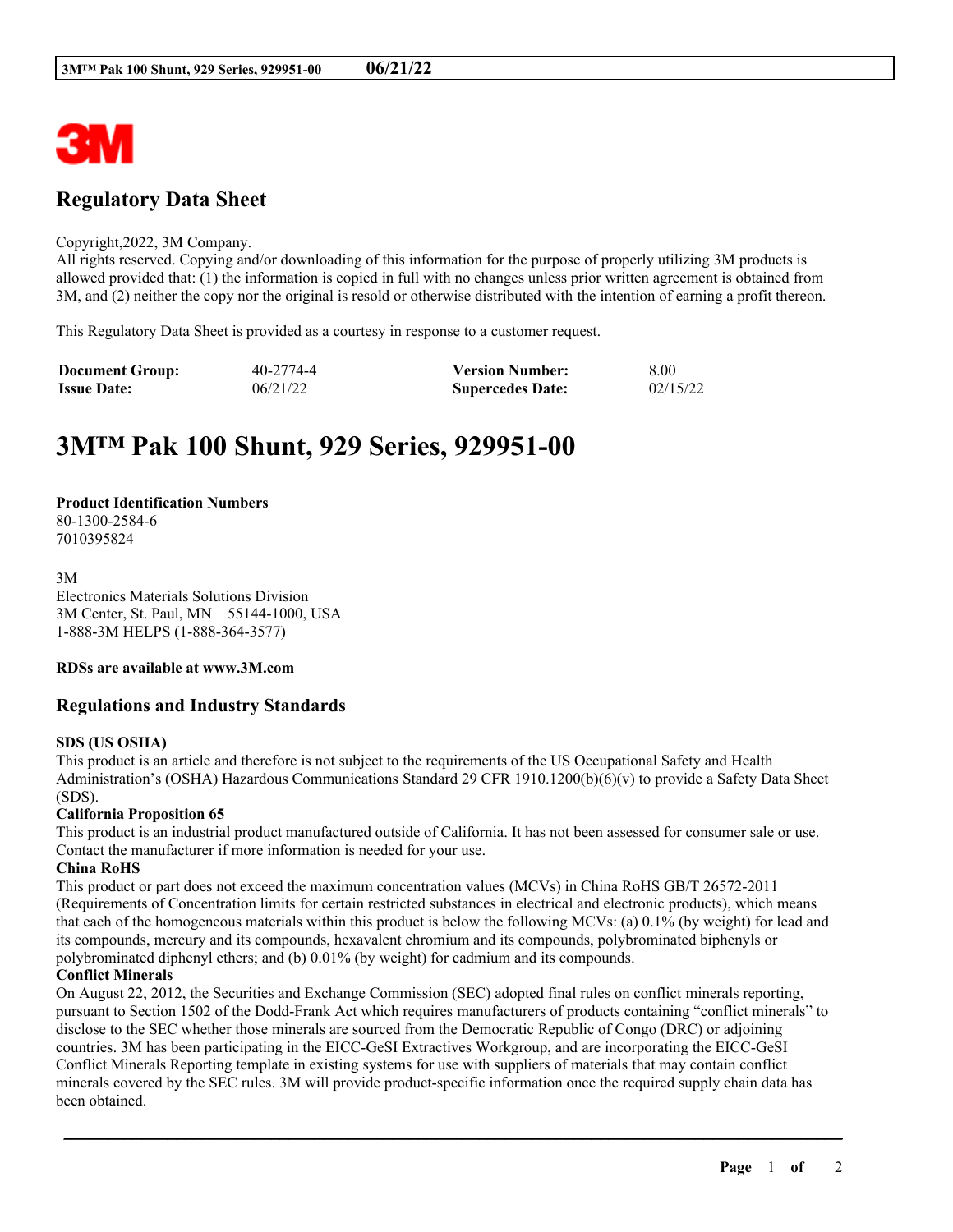# Regulatory Data Sheet

Copyright,2022, 3M Company.
All rights reserved. Copying and/or downloading of this information for the purpose of properly utilizing 3M products is allowed provided that: (1) the information is copied in full with no changes unless prior written agreement is obtained from 3M, and (2) neither the copy nor the original is resold or otherwise distributed with the intention of earning a profit thereon.

This Regulatory Data Sheet is provided as a courtesy in response to a customer request.

| | | | |
|---|---|---|---|
| **Document Group:** | 40-2774-4 | **Version Number:** | 8.00 |
| **Issue Date:** | 06/21/22 | **Supercedes Date:** | 02/15/22 |

# 3M™ Pak 100 Shunt, 929 Series, 929951-00

**Product Identification Numbers**
80-1300-2584-6
7010395824

3M
Electronics Materials Solutions Division
3M Center, St. Paul, MN 55144-1000, USA
1-888-3M HELPS (1-888-364-3577)

**RDSs are available at www.3M.com**

## Regulations and Industry Standards

**SDS (US OSHA)**
This product is an article and therefore is not subject to the requirements of the US Occupational Safety and Health Administration's (OSHA) Hazardous Communications Standard 29 CFR 1910.1200(b)(6)(v) to provide a Safety Data Sheet (SDS).

**California Proposition 65**
This product is an industrial product manufactured outside of California. It has not been assessed for consumer sale or use. Contact the manufacturer if more information is needed for your use.

**China RoHS**
This product or part does not exceed the maximum concentration values (MCVs) in China RoHS GB/T 26572-2011 (Requirements of Concentration limits for certain restricted substances in electrical and electronic products), which means that each of the homogeneous materials within this product is below the following MCVs: (a) 0.1% (by weight) for lead and its compounds, mercury and its compounds, hexavalent chromium and its compounds, polybrominated biphenyls or polybrominated diphenyl ethers; and (b) 0.01% (by weight) for cadmium and its compounds.

**Conflict Minerals**
On August 22, 2012, the Securities and Exchange Commission (SEC) adopted final rules on conflict minerals reporting, pursuant to Section 1502 of the Dodd-Frank Act which requires manufacturers of products containing "conflict minerals" to disclose to the SEC whether those minerals are sourced from the Democratic Republic of Congo (DRC) or adjoining countries. 3M has been participating in the EICC-GeSI Extractives Workgroup, and are incorporating the EICC-GeSI Conflict Minerals Reporting template in existing systems for use with suppliers of materials that may contain conflict minerals covered by the SEC rules. 3M will provide product-specific information once the required supply chain data has been obtained.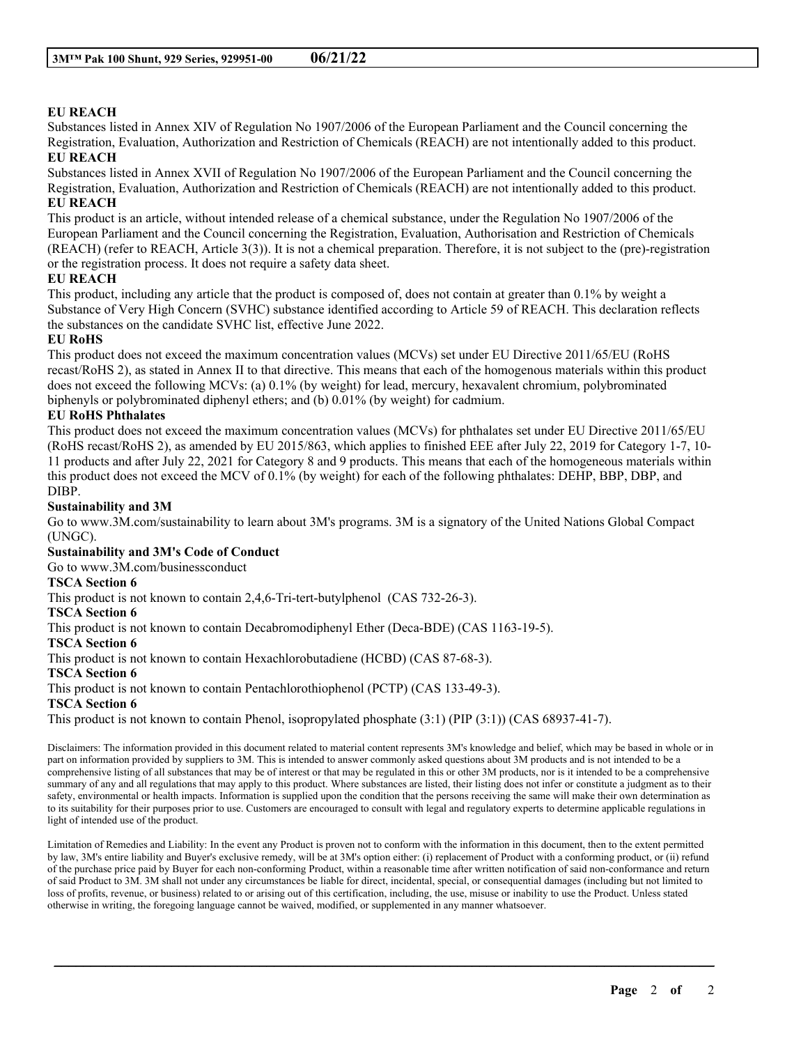**EU REACH**

Substances listed in Annex XIV of Regulation No 1907/2006 of the European Parliament and the Council concerning the Registration, Evaluation, Authorization and Restriction of Chemicals (REACH) are not intentionally added to this product.

**EU REACH**

Substances listed in Annex XVII of Regulation No 1907/2006 of the European Parliament and the Council concerning the Registration, Evaluation, Authorization and Restriction of Chemicals (REACH) are not intentionally added to this product.

**EU REACH**

This product is an article, without intended release of a chemical substance, under the Regulation No 1907/2006 of the European Parliament and the Council concerning the Registration, Evaluation, Authorisation and Restriction of Chemicals (REACH) (refer to REACH, Article 3(3)). It is not a chemical preparation. Therefore, it is not subject to the (pre)-registration or the registration process. It does not require a safety data sheet.

**EU REACH**

This product, including any article that the product is composed of, does not contain at greater than 0.1% by weight a Substance of Very High Concern (SVHC) substance identified according to Article 59 of REACH. This declaration reflects the substances on the candidate SVHC list, effective June 2022.

**EU RoHS**

This product does not exceed the maximum concentration values (MCVs) set under EU Directive 2011/65/EU (RoHS recast/RoHS 2), as stated in Annex II to that directive. This means that each of the homogenous materials within this product does not exceed the following MCVs: (a) 0.1% (by weight) for lead, mercury, hexavalent chromium, polybrominated biphenyls or polybrominated diphenyl ethers; and (b) 0.01% (by weight) for cadmium.

**EU RoHS Phthalates**

This product does not exceed the maximum concentration values (MCVs) for phthalates set under EU Directive 2011/65/EU (RoHS recast/RoHS 2), as amended by EU 2015/863, which applies to finished EEE after July 22, 2019 for Category 1-7, 10-11 products and after July 22, 2021 for Category 8 and 9 products. This means that each of the homogeneous materials within this product does not exceed the MCV of 0.1% (by weight) for each of the following phthalates: DEHP, BBP, DBP, and DIBP.

**Sustainability and 3M**

Go to www.3M.com/sustainability to learn about 3M's programs. 3M is a signatory of the United Nations Global Compact (UNGC).

**Sustainability and 3M's Code of Conduct**

Go to www.3M.com/businessconduct

**TSCA Section 6**

This product is not known to contain 2,4,6-Tri-tert-butylphenol (CAS 732-26-3).

**TSCA Section 6**

This product is not known to contain Decabromodiphenyl Ether (Deca-BDE) (CAS 1163-19-5).

**TSCA Section 6**

This product is not known to contain Hexachlorobutadiene (HCBD) (CAS 87-68-3).

**TSCA Section 6**

This product is not known to contain Pentachlorothiophenol (PCTP) (CAS 133-49-3).

**TSCA Section 6**

This product is not known to contain Phenol, isopropylated phosphate (3:1) (PIP (3:1)) (CAS 68937-41-7).

Disclaimers: The information provided in this document related to material content represents 3M's knowledge and belief, which may be based in whole or in part on information provided by suppliers to 3M. This is intended to answer commonly asked questions about 3M products and is not intended to be a comprehensive listing of all substances that may be of interest or that may be regulated in this or other 3M products, nor is it intended to be a comprehensive summary of any and all regulations that may apply to this product. Where substances are listed, their listing does not infer or constitute a judgment as to their safety, environmental or health impacts. Information is supplied upon the condition that the persons receiving the same will make their own determination as to its suitability for their purposes prior to use. Customers are encouraged to consult with legal and regulatory experts to determine applicable regulations in light of intended use of the product.

Limitation of Remedies and Liability: In the event any Product is proven not to conform with the information in this document, then to the extent permitted by law, 3M's entire liability and Buyer's exclusive remedy, will be at 3M's option either: (i) replacement of Product with a conforming product, or (ii) refund of the purchase price paid by Buyer for each non-conforming Product, within a reasonable time after written notification of said non-conformance and return of said Product to 3M. 3M shall not under any circumstances be liable for direct, incidental, special, or consequential damages (including but not limited to loss of profits, revenue, or business) related to or arising out of this certification, including, the use, misuse or inability to use the Product. Unless stated otherwise in writing, the foregoing language cannot be waived, modified, or supplemented in any manner whatsoever.